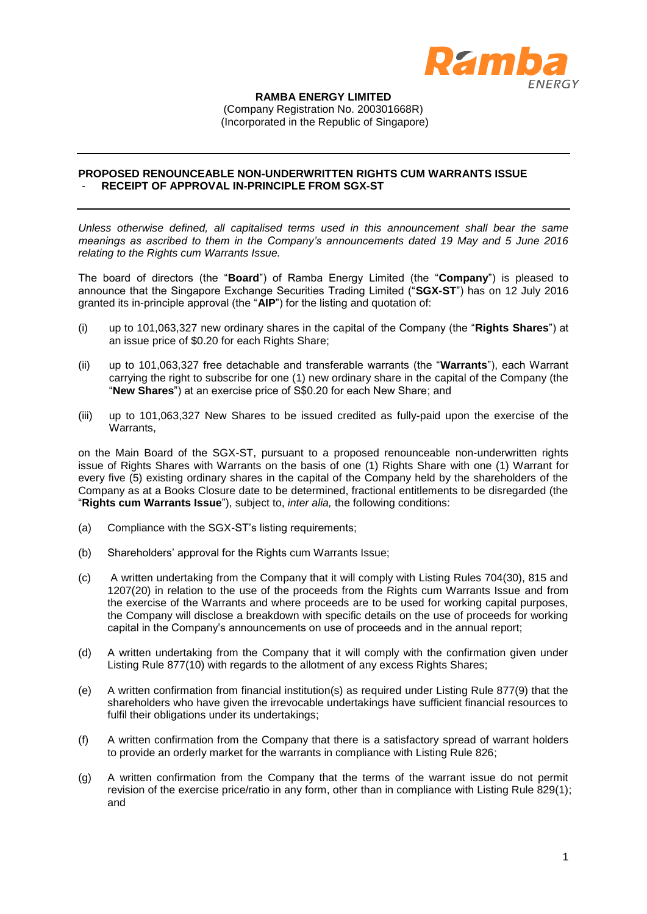**RAMBA ENERGY LIMITED**
(Company Registration No. 200301668R)
(Incorporated in the Republic of Singapore)

---

**PROPOSED RENOUNCEABLE NON-UNDERWRITTEN RIGHTS CUM WARRANTS ISSUE**
**- RECEIPT OF APPROVAL IN-PRINCIPLE FROM SGX-ST**

---

*Unless otherwise defined, all capitalised terms used in this announcement shall bear the same meanings as ascribed to them in the Company's announcements dated 19 May and 5 June 2016 relating to the Rights cum Warrants Issue.*

The board of directors (the "**Board**") of Ramba Energy Limited (the "**Company**") is pleased to announce that the Singapore Exchange Securities Trading Limited ("**SGX-ST**") has on 12 July 2016 granted its in-principle approval (the "**AIP**") for the listing and quotation of:

(i) up to 101,063,327 new ordinary shares in the capital of the Company (the "**Rights Shares**") at an issue price of $0.20 for each Rights Share;

(ii) up to 101,063,327 free detachable and transferable warrants (the "**Warrants**"), each Warrant carrying the right to subscribe for one (1) new ordinary share in the capital of the Company (the "**New Shares**") at an exercise price of S$0.20 for each New Share; and

(iii) up to 101,063,327 New Shares to be issued credited as fully-paid upon the exercise of the Warrants,

on the Main Board of the SGX-ST, pursuant to a proposed renounceable non-underwritten rights issue of Rights Shares with Warrants on the basis of one (1) Rights Share with one (1) Warrant for every five (5) existing ordinary shares in the capital of the Company held by the shareholders of the Company as at a Books Closure date to be determined, fractional entitlements to be disregarded (the "**Rights cum Warrants Issue**"), subject to, *inter alia,* the following conditions:

(a) Compliance with the SGX-ST's listing requirements;

(b) Shareholders' approval for the Rights cum Warrants Issue;

(c) A written undertaking from the Company that it will comply with Listing Rules 704(30), 815 and 1207(20) in relation to the use of the proceeds from the Rights cum Warrants Issue and from the exercise of the Warrants and where proceeds are to be used for working capital purposes, the Company will disclose a breakdown with specific details on the use of proceeds for working capital in the Company's announcements on use of proceeds and in the annual report;

(d) A written undertaking from the Company that it will comply with the confirmation given under Listing Rule 877(10) with regards to the allotment of any excess Rights Shares;

(e) A written confirmation from financial institution(s) as required under Listing Rule 877(9) that the shareholders who have given the irrevocable undertakings have sufficient financial resources to fulfil their obligations under its undertakings;

(f) A written confirmation from the Company that there is a satisfactory spread of warrant holders to provide an orderly market for the warrants in compliance with Listing Rule 826;

(g) A written confirmation from the Company that the terms of the warrant issue do not permit revision of the exercise price/ratio in any form, other than in compliance with Listing Rule 829(1); and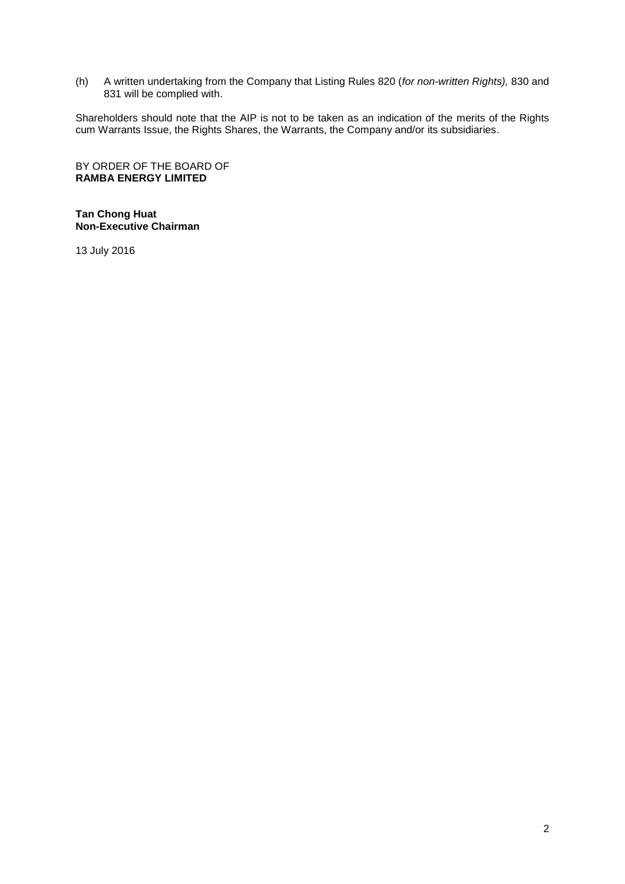(h) A written undertaking from the Company that Listing Rules 820 (*for non-written Rights),* 830 and 831 will be complied with.

Shareholders should note that the AIP is not to be taken as an indication of the merits of the Rights cum Warrants Issue, the Rights Shares, the Warrants, the Company and/or its subsidiaries.

BY ORDER OF THE BOARD OF
**RAMBA ENERGY LIMITED**

**Tan Chong Huat**
**Non-Executive Chairman**

13 July 2016